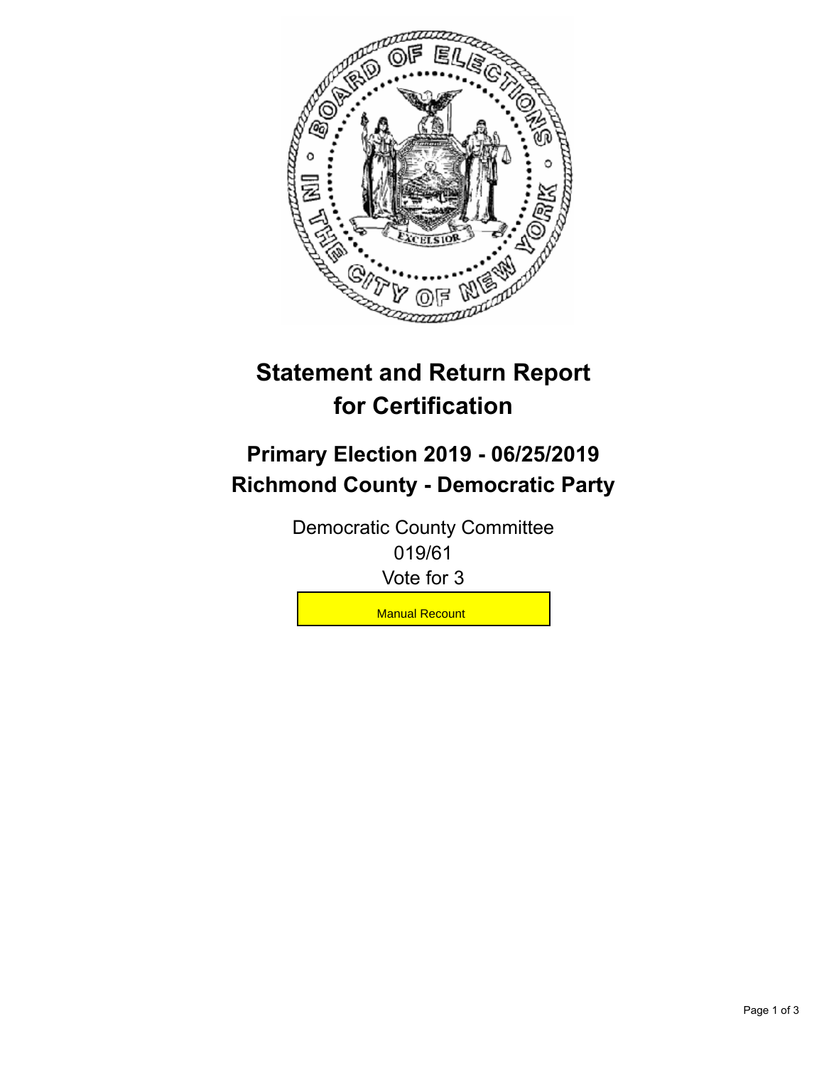# Statement and Return Report for Certification

## Primary Election 2019 - 06/25/2019
## Richmond County - Democratic Party

Democratic County Committee
019/61
Vote for 3

Manual Recount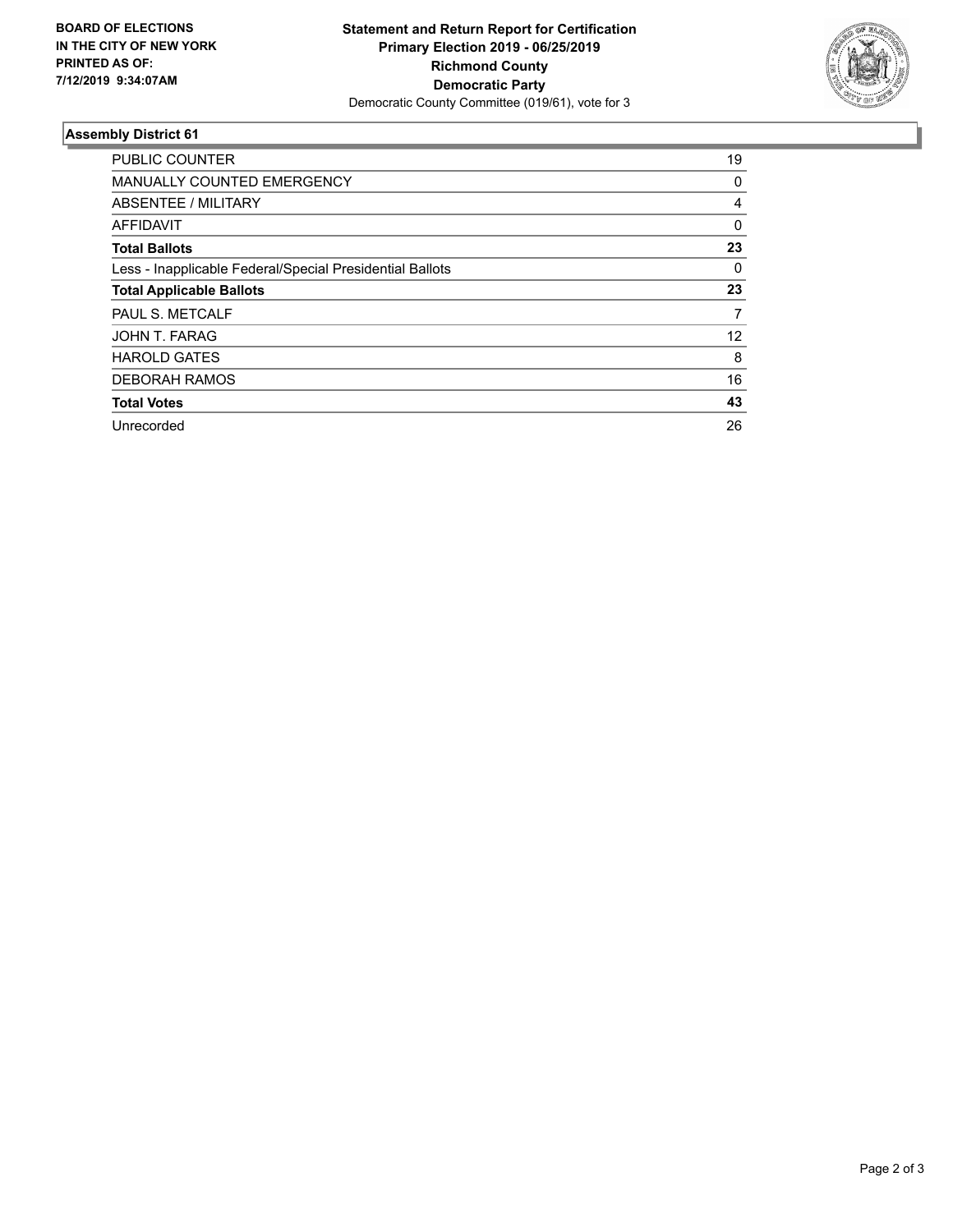BOARD OF ELECTIONS
IN THE CITY OF NEW YORK
PRINTED AS OF:
7/12/2019 9:34:07AM

**Statement and Return Report for Certification**
**Primary Election 2019 - 06/25/2019**
**Richmond County**
**Democratic Party**
Democratic County Committee (019/61), vote for 3

## Assembly District 61

| | |
|---|---|
| PUBLIC COUNTER | 19 |
| MANUALLY COUNTED EMERGENCY | 0 |
| ABSENTEE / MILITARY | 4 |
| AFFIDAVIT | 0 |
| **Total Ballots** | **23** |
| Less - Inapplicable Federal/Special Presidential Ballots | 0 |
| **Total Applicable Ballots** | **23** |
| PAUL S. METCALF | 7 |
| JOHN T. FARAG | 12 |
| HAROLD GATES | 8 |
| DEBORAH RAMOS | 16 |
| **Total Votes** | **43** |
| Unrecorded | 26 |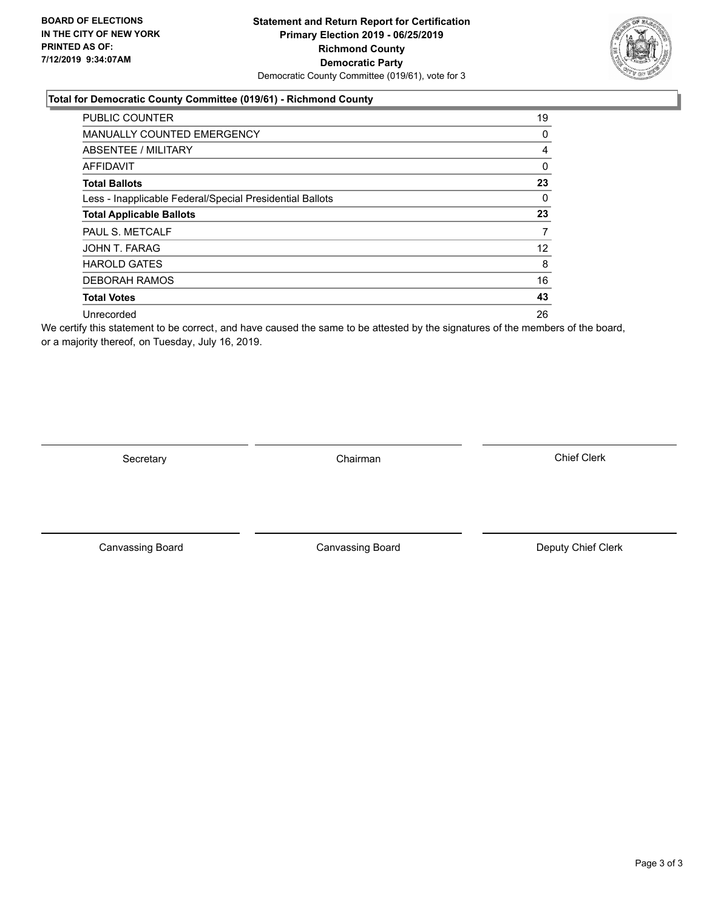**BOARD OF ELECTIONS**
**IN THE CITY OF NEW YORK**
**PRINTED AS OF:**
**7/12/2019 9:34:07AM**

**Statement and Return Report for Certification**
**Primary Election 2019 - 06/25/2019**
**Richmond County**
**Democratic Party**
Democratic County Committee (019/61), vote for 3

### Total for Democratic County Committee (019/61) - Richmond County

| | |
|---|---|
| PUBLIC COUNTER | 19 |
| MANUALLY COUNTED EMERGENCY | 0 |
| ABSENTEE / MILITARY | 4 |
| AFFIDAVIT | 0 |
| **Total Ballots** | **23** |
| Less - Inapplicable Federal/Special Presidential Ballots | 0 |
| **Total Applicable Ballots** | **23** |
| PAUL S. METCALF | 7 |
| JOHN T. FARAG | 12 |
| HAROLD GATES | 8 |
| DEBORAH RAMOS | 16 |
| **Total Votes** | **43** |
| Unrecorded | 26 |

We certify this statement to be correct, and have caused the same to be attested by the signatures of the members of the board, or a majority thereof, on Tuesday, July 16, 2019.

Secretary | Chairman | Chief Clerk

Canvassing Board | Canvassing Board | Deputy Chief Clerk